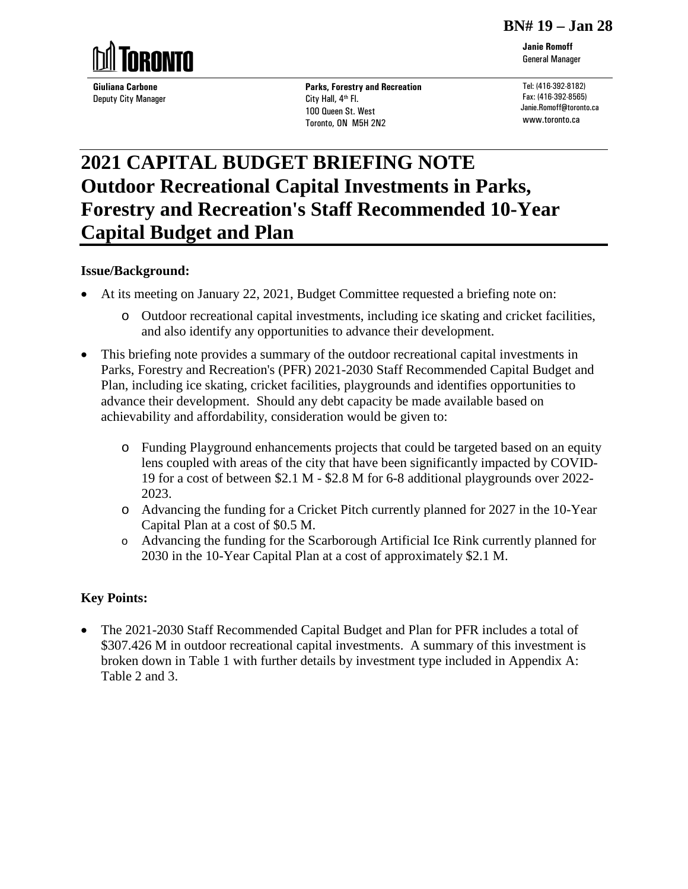**BN# 19 – Jan 28**

TORONTO

**Janie Romoff**
General Manager

**Giuliana Carbone**
Deputy City Manager

**Parks, Forestry and Recreation**
City Hall, 4th Fl.
100 Queen St. West
Toronto, ON M5H 2N2

Tel: (416-392-8182)
Fax: (416-392-8565)
Janie.Romoff@toronto.ca
www.toronto.ca

# 2021 CAPITAL BUDGET BRIEFING NOTE Outdoor Recreational Capital Investments in Parks, Forestry and Recreation's Staff Recommended 10-Year Capital Budget and Plan

### Issue/Background:

- At its meeting on January 22, 2021, Budget Committee requested a briefing note on:
  - Outdoor recreational capital investments, including ice skating and cricket facilities, and also identify any opportunities to advance their development.
- This briefing note provides a summary of the outdoor recreational capital investments in Parks, Forestry and Recreation's (PFR) 2021-2030 Staff Recommended Capital Budget and Plan, including ice skating, cricket facilities, playgrounds and identifies opportunities to advance their development. Should any debt capacity be made available based on achievability and affordability, consideration would be given to:
  - Funding Playground enhancements projects that could be targeted based on an equity lens coupled with areas of the city that have been significantly impacted by COVID-19 for a cost of between $2.1 M - $2.8 M for 6-8 additional playgrounds over 2022-2023.
  - Advancing the funding for a Cricket Pitch currently planned for 2027 in the 10-Year Capital Plan at a cost of $0.5 M.
  - Advancing the funding for the Scarborough Artificial Ice Rink currently planned for 2030 in the 10-Year Capital Plan at a cost of approximately $2.1 M.

### Key Points:

- The 2021-2030 Staff Recommended Capital Budget and Plan for PFR includes a total of $307.426 M in outdoor recreational capital investments. A summary of this investment is broken down in Table 1 with further details by investment type included in Appendix A: Table 2 and 3.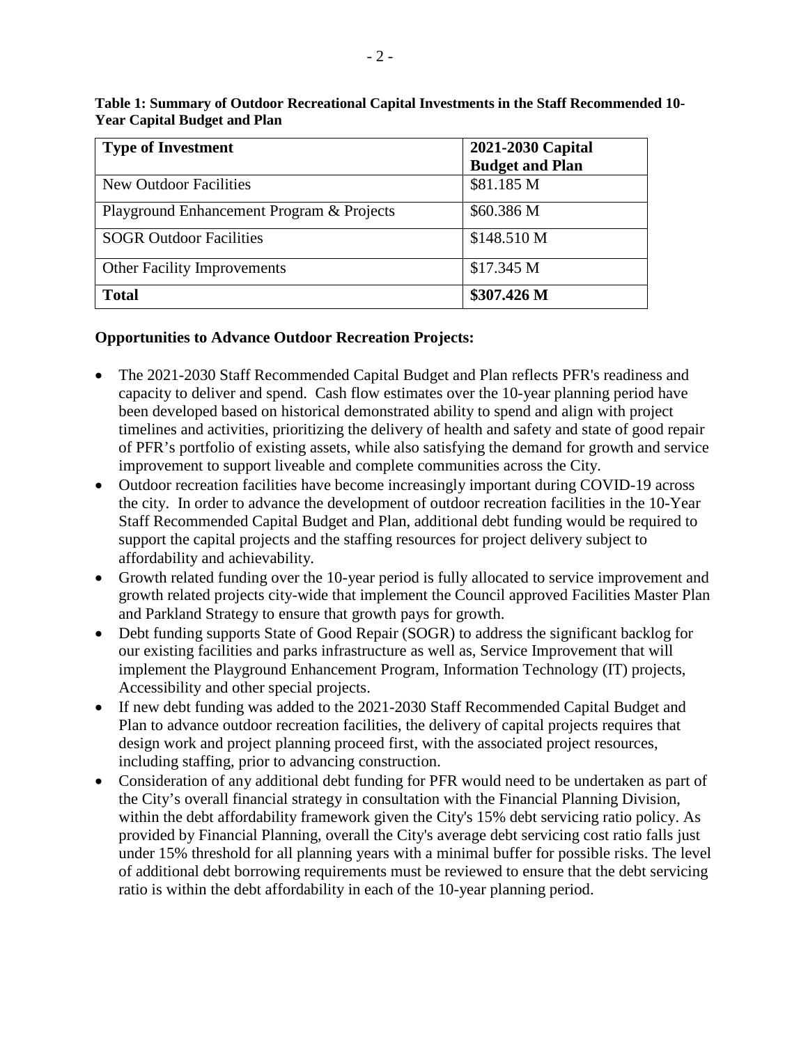**Table 1: Summary of Outdoor Recreational Capital Investments in the Staff Recommended 10-Year Capital Budget and Plan**

| Type of Investment | 2021-2030 Capital Budget and Plan |
|---|---|
| New Outdoor Facilities | $81.185 M |
| Playground Enhancement Program & Projects | $60.386 M |
| SOGR Outdoor Facilities | $148.510 M |
| Other Facility Improvements | $17.345 M |
| **Total** | **$307.426 M** |

**Opportunities to Advance Outdoor Recreation Projects:**

- The 2021-2030 Staff Recommended Capital Budget and Plan reflects PFR's readiness and capacity to deliver and spend. Cash flow estimates over the 10-year planning period have been developed based on historical demonstrated ability to spend and align with project timelines and activities, prioritizing the delivery of health and safety and state of good repair of PFR's portfolio of existing assets, while also satisfying the demand for growth and service improvement to support liveable and complete communities across the City.
- Outdoor recreation facilities have become increasingly important during COVID-19 across the city. In order to advance the development of outdoor recreation facilities in the 10-Year Staff Recommended Capital Budget and Plan, additional debt funding would be required to support the capital projects and the staffing resources for project delivery subject to affordability and achievability.
- Growth related funding over the 10-year period is fully allocated to service improvement and growth related projects city-wide that implement the Council approved Facilities Master Plan and Parkland Strategy to ensure that growth pays for growth.
- Debt funding supports State of Good Repair (SOGR) to address the significant backlog for our existing facilities and parks infrastructure as well as, Service Improvement that will implement the Playground Enhancement Program, Information Technology (IT) projects, Accessibility and other special projects.
- If new debt funding was added to the 2021-2030 Staff Recommended Capital Budget and Plan to advance outdoor recreation facilities, the delivery of capital projects requires that design work and project planning proceed first, with the associated project resources, including staffing, prior to advancing construction.
- Consideration of any additional debt funding for PFR would need to be undertaken as part of the City's overall financial strategy in consultation with the Financial Planning Division, within the debt affordability framework given the City's 15% debt servicing ratio policy. As provided by Financial Planning, overall the City's average debt servicing cost ratio falls just under 15% threshold for all planning years with a minimal buffer for possible risks. The level of additional debt borrowing requirements must be reviewed to ensure that the debt servicing ratio is within the debt affordability in each of the 10-year planning period.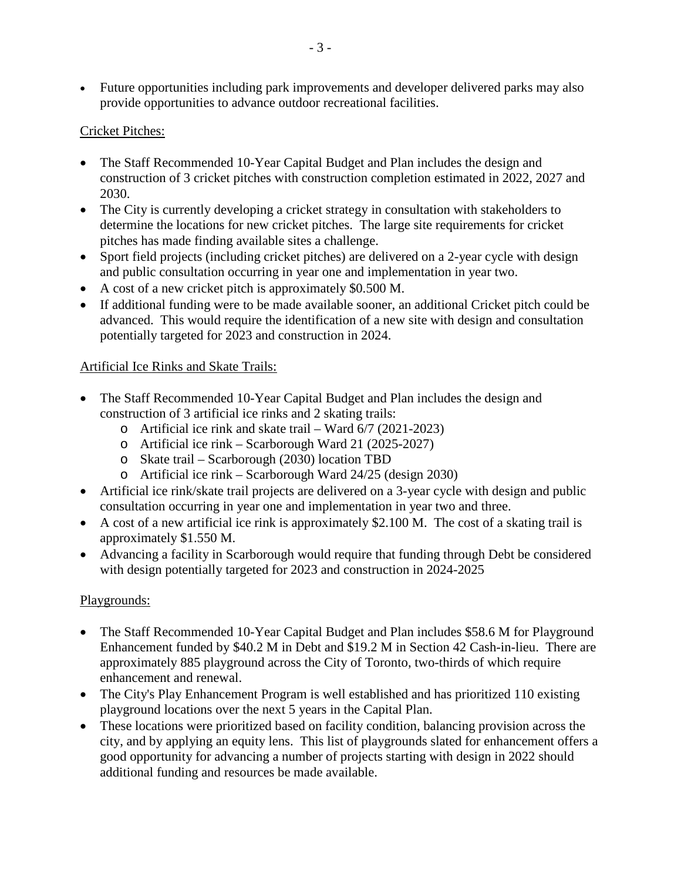- Future opportunities including park improvements and developer delivered parks may also provide opportunities to advance outdoor recreational facilities.

<u>Cricket Pitches:</u>

- The Staff Recommended 10-Year Capital Budget and Plan includes the design and construction of 3 cricket pitches with construction completion estimated in 2022, 2027 and 2030.
- The City is currently developing a cricket strategy in consultation with stakeholders to determine the locations for new cricket pitches. The large site requirements for cricket pitches has made finding available sites a challenge.
- Sport field projects (including cricket pitches) are delivered on a 2-year cycle with design and public consultation occurring in year one and implementation in year two.
- A cost of a new cricket pitch is approximately $0.500 M.
- If additional funding were to be made available sooner, an additional Cricket pitch could be advanced. This would require the identification of a new site with design and consultation potentially targeted for 2023 and construction in 2024.

<u>Artificial Ice Rinks and Skate Trails:</u>

- The Staff Recommended 10-Year Capital Budget and Plan includes the design and construction of 3 artificial ice rinks and 2 skating trails:
    - Artificial ice rink and skate trail – Ward 6/7 (2021-2023)
    - Artificial ice rink – Scarborough Ward 21 (2025-2027)
    - Skate trail – Scarborough (2030) location TBD
    - Artificial ice rink – Scarborough Ward 24/25 (design 2030)
- Artificial ice rink/skate trail projects are delivered on a 3-year cycle with design and public consultation occurring in year one and implementation in year two and three.
- A cost of a new artificial ice rink is approximately $2.100 M. The cost of a skating trail is approximately $1.550 M.
- Advancing a facility in Scarborough would require that funding through Debt be considered with design potentially targeted for 2023 and construction in 2024-2025

<u>Playgrounds:</u>

- The Staff Recommended 10-Year Capital Budget and Plan includes $58.6 M for Playground Enhancement funded by $40.2 M in Debt and $19.2 M in Section 42 Cash-in-lieu. There are approximately 885 playground across the City of Toronto, two-thirds of which require enhancement and renewal.
- The City's Play Enhancement Program is well established and has prioritized 110 existing playground locations over the next 5 years in the Capital Plan.
- These locations were prioritized based on facility condition, balancing provision across the city, and by applying an equity lens. This list of playgrounds slated for enhancement offers a good opportunity for advancing a number of projects starting with design in 2022 should additional funding and resources be made available.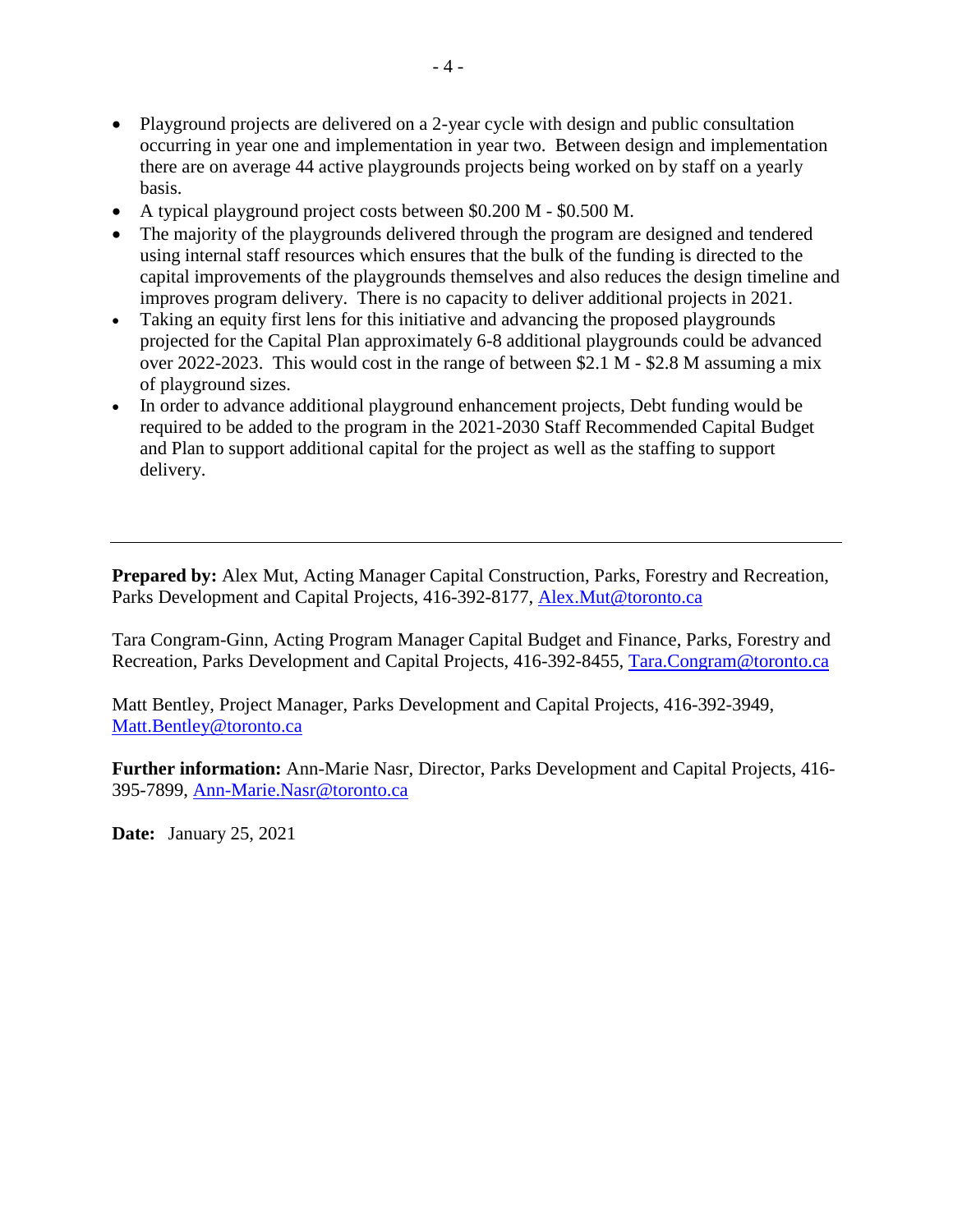- Playground projects are delivered on a 2-year cycle with design and public consultation occurring in year one and implementation in year two. Between design and implementation there are on average 44 active playgrounds projects being worked on by staff on a yearly basis.
- A typical playground project costs between $0.200 M - $0.500 M.
- The majority of the playgrounds delivered through the program are designed and tendered using internal staff resources which ensures that the bulk of the funding is directed to the capital improvements of the playgrounds themselves and also reduces the design timeline and improves program delivery. There is no capacity to deliver additional projects in 2021.
- Taking an equity first lens for this initiative and advancing the proposed playgrounds projected for the Capital Plan approximately 6-8 additional playgrounds could be advanced over 2022-2023. This would cost in the range of between $2.1 M - $2.8 M assuming a mix of playground sizes.
- In order to advance additional playground enhancement projects, Debt funding would be required to be added to the program in the 2021-2030 Staff Recommended Capital Budget and Plan to support additional capital for the project as well as the staffing to support delivery.

---

**Prepared by:** Alex Mut, Acting Manager Capital Construction, Parks, Forestry and Recreation, Parks Development and Capital Projects, 416-392-8177, Alex.Mut@toronto.ca

Tara Congram-Ginn, Acting Program Manager Capital Budget and Finance, Parks, Forestry and Recreation, Parks Development and Capital Projects, 416-392-8455, Tara.Congram@toronto.ca

Matt Bentley, Project Manager, Parks Development and Capital Projects, 416-392-3949, Matt.Bentley@toronto.ca

**Further information:** Ann-Marie Nasr, Director, Parks Development and Capital Projects, 416-395-7899, Ann-Marie.Nasr@toronto.ca

**Date:** January 25, 2021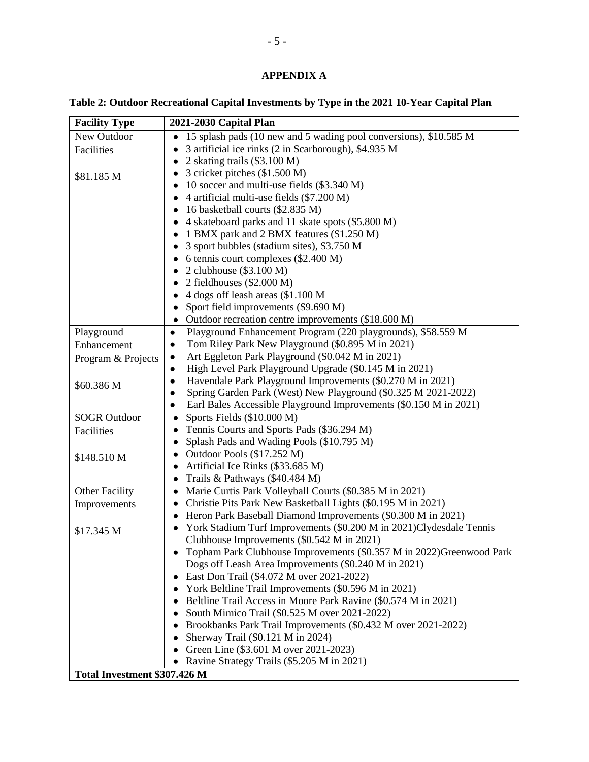## APPENDIX A

**Table 2: Outdoor Recreational Capital Investments by Type in the 2021 10-Year Capital Plan**

| Facility Type | 2021-2030 Capital Plan |
|---|---|
| New Outdoor Facilities<br><br>$81.185 M | • 15 splash pads (10 new and 5 wading pool conversions), $10.585 M<br>• 3 artificial ice rinks (2 in Scarborough), $4.935 M<br>• 2 skating trails ($3.100 M)<br>• 3 cricket pitches ($1.500 M)<br>• 10 soccer and multi-use fields ($3.340 M)<br>• 4 artificial multi-use fields ($7.200 M)<br>• 16 basketball courts ($2.835 M)<br>• 4 skateboard parks and 11 skate spots ($5.800 M)<br>• 1 BMX park and 2 BMX features ($1.250 M)<br>• 3 sport bubbles (stadium sites), $3.750 M<br>• 6 tennis court complexes ($2.400 M)<br>• 2 clubhouse ($3.100 M)<br>• 2 fieldhouses ($2.000 M)<br>• 4 dogs off leash areas ($1.100 M<br>• Sport field improvements ($9.690 M)<br>• Outdoor recreation centre improvements ($18.600 M) |
| Playground Enhancement Program & Projects<br><br>$60.386 M | • Playground Enhancement Program (220 playgrounds), $58.559 M<br>• Tom Riley Park New Playground ($0.895 M in 2021)<br>• Art Eggleton Park Playground ($0.042 M in 2021)<br>• High Level Park Playground Upgrade ($0.145 M in 2021)<br>• Havendale Park Playground Improvements ($0.270 M in 2021)<br>• Spring Garden Park (West) New Playground ($0.325 M 2021-2022)<br>• Earl Bales Accessible Playground Improvements ($0.150 M in 2021) |
| SOGR Outdoor Facilities<br><br>$148.510 M | • Sports Fields ($10.000 M)<br>• Tennis Courts and Sports Pads ($36.294 M)<br>• Splash Pads and Wading Pools ($10.795 M)<br>• Outdoor Pools ($17.252 M)<br>• Artificial Ice Rinks ($33.685 M)<br>• Trails & Pathways ($40.484 M) |
| Other Facility Improvements<br><br>$17.345 M | • Marie Curtis Park Volleyball Courts ($0.385 M in 2021)<br>• Christie Pits Park New Basketball Lights ($0.195 M in 2021)<br>• Heron Park Baseball Diamond Improvements ($0.300 M in 2021)<br>• York Stadium Turf Improvements ($0.200 M in 2021)Clydesdale Tennis Clubhouse Improvements ($0.542 M in 2021)<br>• Topham Park Clubhouse Improvements ($0.357 M in 2022)Greenwood Park Dogs off Leash Area Improvements ($0.240 M in 2021)<br>• East Don Trail ($4.072 M over 2021-2022)<br>• York Beltline Trail Improvements ($0.596 M in 2021)<br>• Beltline Trail Access in Moore Park Ravine ($0.574 M in 2021)<br>• South Mimico Trail ($0.525 M over 2021-2022)<br>• Brookbanks Park Trail Improvements ($0.432 M over 2021-2022)<br>• Sherway Trail ($0.121 M in 2024)<br>• Green Line ($3.601 M over 2021-2023)<br>• Ravine Strategy Trails ($5.205 M in 2021) |
| **Total Investment $307.426 M** | |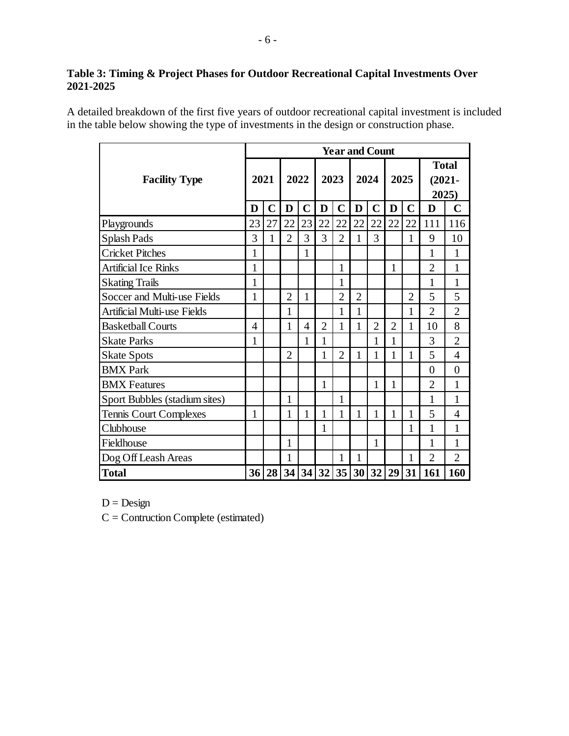**Table 3: Timing & Project Phases for Outdoor Recreational Capital Investments Over 2021-2025**

A detailed breakdown of the first five years of outdoor recreational capital investment is included in the table below showing the type of investments in the design or construction phase.

| Facility Type | Year and Count | | | | | | | | | | | |
|---|---|---|---|---|---|---|---|---|---|---|---|---|
| | 2021 | | 2022 | | 2023 | | 2024 | | 2025 | | Total (2021-2025) | |
| | **D** | **C** | **D** | **C** | **D** | **C** | **D** | **C** | **D** | **C** | **D** | **C** |
| Playgrounds | 23 | 27 | 22 | 23 | 22 | 22 | 22 | 22 | 22 | 22 | 111 | 116 |
| Splash Pads | 3 | 1 | 2 | 3 | 3 | 2 | 1 | 3 | | 1 | 9 | 10 |
| Cricket Pitches | 1 | | | 1 | | | | | | | 1 | 1 |
| Artificial Ice Rinks | 1 | | | | | 1 | | | 1 | | 2 | 1 |
| Skating Trails | 1 | | | | | 1 | | | | | 1 | 1 |
| Soccer and Multi-use Fields | 1 | | 2 | 1 | | 2 | 2 | | | 2 | 5 | 5 |
| Artificial Multi-use Fields | | | 1 | | | 1 | 1 | | | 1 | 2 | 2 |
| Basketball Courts | 4 | | 1 | 4 | 2 | 1 | 1 | 2 | 2 | 1 | 10 | 8 |
| Skate Parks | 1 | | | 1 | 1 | | | 1 | 1 | | 3 | 2 |
| Skate Spots | | | 2 | | 1 | 2 | 1 | 1 | 1 | 1 | 5 | 4 |
| BMX Park | | | | | | | | | | | 0 | 0 |
| BMX Features | | | | | 1 | | | 1 | 1 | | 2 | 1 |
| Sport Bubbles (stadium sites) | | | 1 | | | 1 | | | | | 1 | 1 |
| Tennis Court Complexes | 1 | | 1 | 1 | 1 | 1 | 1 | 1 | 1 | 1 | 5 | 4 |
| Clubhouse | | | | | 1 | | | | | 1 | 1 | 1 |
| Fieldhouse | | | 1 | | | | | 1 | | | 1 | 1 |
| Dog Off Leash Areas | | | 1 | | | 1 | 1 | | | 1 | 2 | 2 |
| **Total** | **36** | **28** | **34** | **34** | **32** | **35** | **30** | **32** | **29** | **31** | **161** | **160** |

D = Design

C = Contruction Complete (estimated)